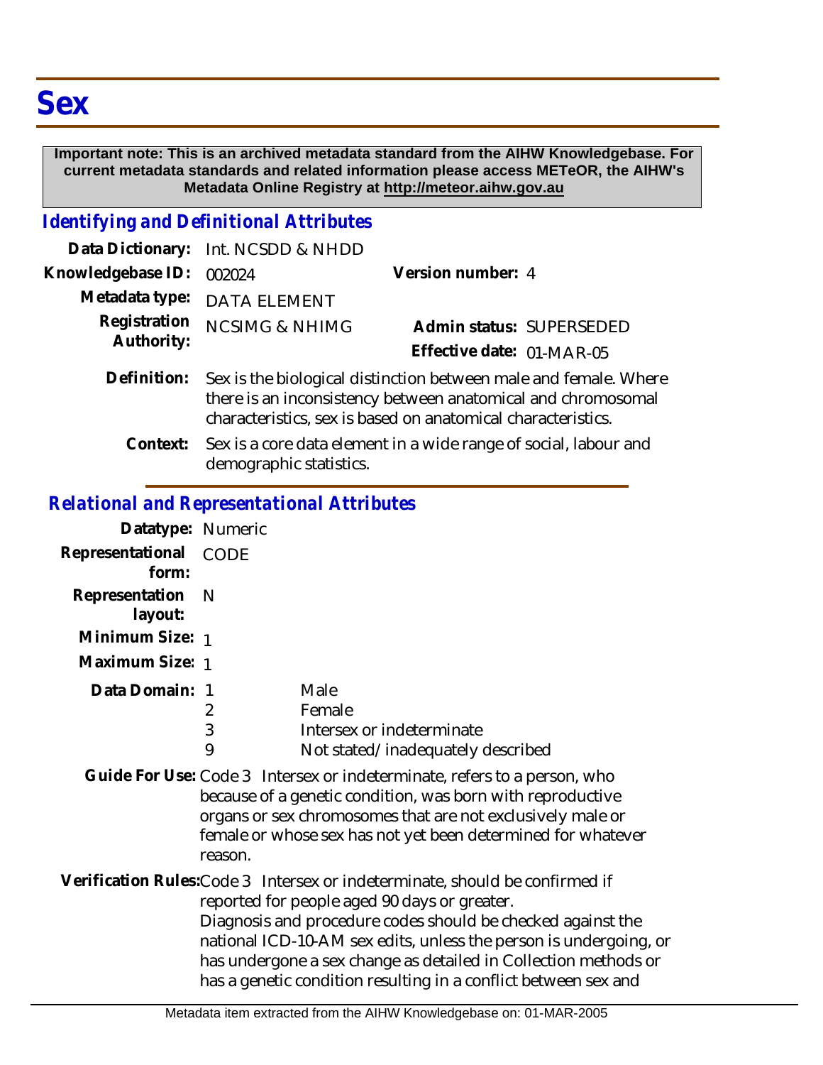# Sex

**Important note: This is an archived metadata standard from the AIHW Knowledgebase. For current metadata standards and related information please access METeOR, the AIHW's Metadata Online Registry at http://meteor.aihw.gov.au**

## *Identifying and Definitional Attributes*

**Data Dictionary:** Int. NCSDD & NHDD

**Knowledgebase ID:** 002024

**Version number:** 4

**Metadata type:** DATA ELEMENT

**Registration Authority:** NCSIMG & NHIMG

**Admin status:** SUPERSEDED

**Effective date:** 01-MAR-05

**Definition:** Sex is the biological distinction between male and female. Where there is an inconsistency between anatomical and chromosomal characteristics, sex is based on anatomical characteristics.

**Context:** Sex is a core data element in a wide range of social, labour and demographic statistics.

## *Relational and Representational Attributes*

**Datatype:** Numeric

**Representational form:** CODE

**Representation layout:** N

**Minimum Size:** 1

**Maximum Size:** 1

**Data Domain:**

| Code | Description |
|---|---|
| 1 | Male |
| 2 | Female |
| 3 | Intersex or indeterminate |
| 9 | Not stated/inadequately described |

**Guide For Use:** Code 3 Intersex or indeterminate, refers to a person, who because of a genetic condition, was born with reproductive organs or sex chromosomes that are not exclusively male or female or whose sex has not yet been determined for whatever reason.

**Verification Rules:** Code 3 Intersex or indeterminate, should be confirmed if reported for people aged 90 days or greater.
Diagnosis and procedure codes should be checked against the national ICD-10-AM sex edits, unless the person is undergoing, or has undergone a sex change as detailed in Collection methods or has a genetic condition resulting in a conflict between sex and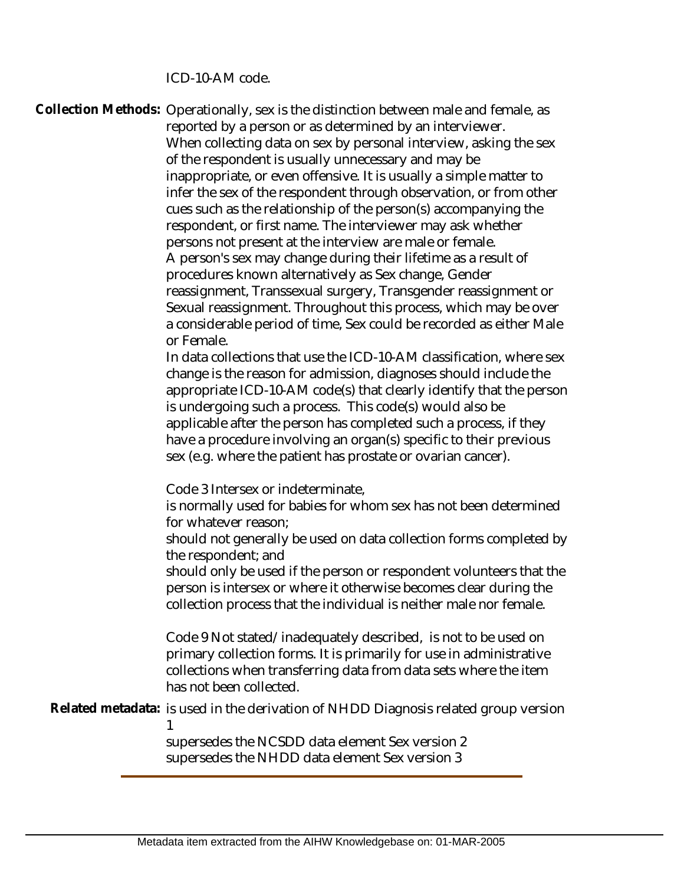ICD-10-AM code.

**Collection Methods:** Operationally, sex is the distinction between male and female, as reported by a person or as determined by an interviewer.

When collecting data on sex by personal interview, asking the sex of the respondent is usually unnecessary and may be inappropriate, or even offensive. It is usually a simple matter to infer the sex of the respondent through observation, or from other cues such as the relationship of the person(s) accompanying the respondent, or first name. The interviewer may ask whether persons not present at the interview are male or female.

A person's sex may change during their lifetime as a result of procedures known alternatively as Sex change, Gender reassignment, Transsexual surgery, Transgender reassignment or Sexual reassignment. Throughout this process, which may be over a considerable period of time, Sex could be recorded as either Male or Female.

In data collections that use the ICD-10-AM classification, where sex change is the reason for admission, diagnoses should include the appropriate ICD-10-AM code(s) that clearly identify that the person is undergoing such a process. This code(s) would also be applicable after the person has completed such a process, if they have a procedure involving an organ(s) specific to their previous sex (e.g. where the patient has prostate or ovarian cancer).

Code 3 Intersex or indeterminate,

is normally used for babies for whom sex has not been determined for whatever reason;

should not generally be used on data collection forms completed by the respondent; and

should only be used if the person or respondent volunteers that the person is intersex or where it otherwise becomes clear during the collection process that the individual is neither male nor female.

Code 9 Not stated/inadequately described, is not to be used on primary collection forms. It is primarily for use in administrative collections when transferring data from data sets where the item has not been collected.

**Related metadata:** is used in the derivation of NHDD Diagnosis related group version 1

supersedes the NCSDD data element Sex version 2

supersedes the NHDD data element Sex version 3

---

Metadata item extracted from the AIHW Knowledgebase on: 01-MAR-2005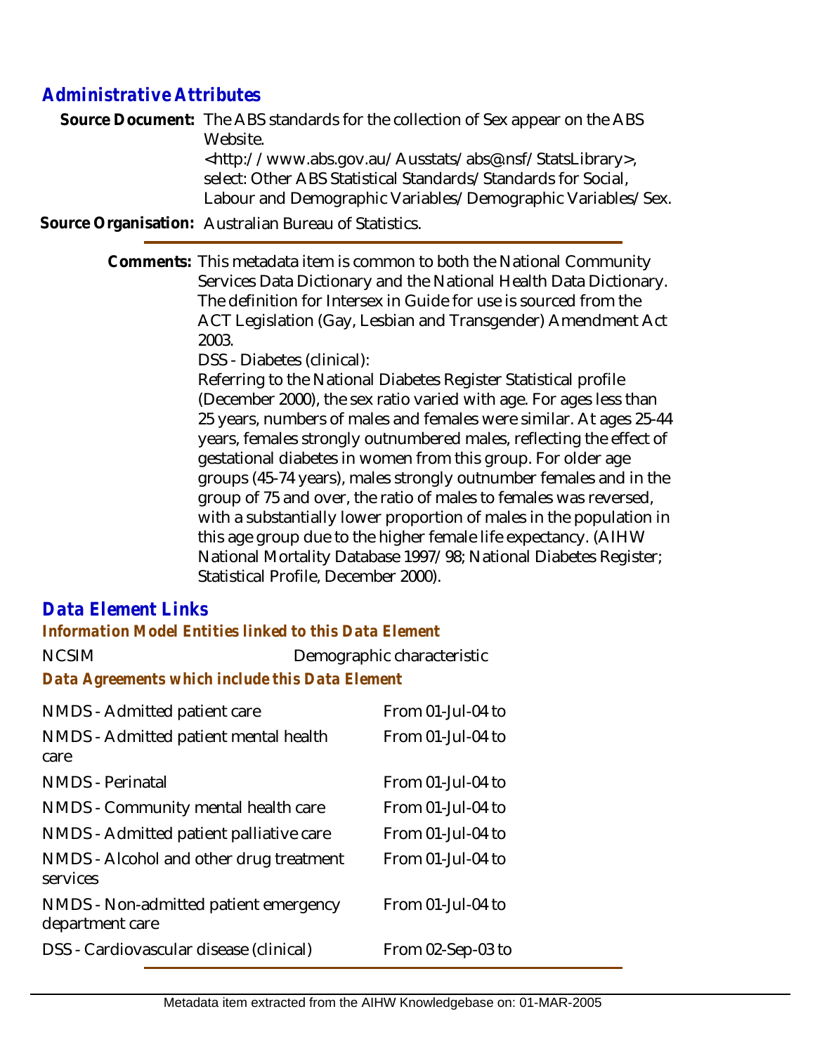## Administrative Attributes

**Source Document:** The ABS standards for the collection of Sex appear on the ABS Website. <http://www.abs.gov.au/Ausstats/abs@.nsf/StatsLibrary>, select: Other ABS Statistical Standards/Standards for Social, Labour and Demographic Variables/Demographic Variables/Sex.

**Source Organisation:** Australian Bureau of Statistics.

**Comments:** This metadata item is common to both the National Community Services Data Dictionary and the National Health Data Dictionary. The definition for Intersex in Guide for use is sourced from the ACT Legislation (Gay, Lesbian and Transgender) Amendment Act 2003.

DSS - Diabetes (clinical):

Referring to the National Diabetes Register Statistical profile (December 2000), the sex ratio varied with age. For ages less than 25 years, numbers of males and females were similar. At ages 25-44 years, females strongly outnumbered males, reflecting the effect of gestational diabetes in women from this group. For older age groups (45-74 years), males strongly outnumber females and in the group of 75 and over, the ratio of males to females was reversed, with a substantially lower proportion of males in the population in this age group due to the higher female life expectancy. (AIHW National Mortality Database 1997/98; National Diabetes Register; Statistical Profile, December 2000).

## Data Element Links

### Information Model Entities linked to this Data Element

| | |
|---|---|
| NCSIM | Demographic characteristic |

### Data Agreements which include this Data Element

| | |
|---|---|
| NMDS - Admitted patient care | From 01-Jul-04 to |
| NMDS - Admitted patient mental health care | From 01-Jul-04 to |
| NMDS - Perinatal | From 01-Jul-04 to |
| NMDS - Community mental health care | From 01-Jul-04 to |
| NMDS - Admitted patient palliative care | From 01-Jul-04 to |
| NMDS - Alcohol and other drug treatment services | From 01-Jul-04 to |
| NMDS - Non-admitted patient emergency department care | From 01-Jul-04 to |
| DSS - Cardiovascular disease (clinical) | From 02-Sep-03 to |

Metadata item extracted from the AIHW Knowledgebase on: 01-MAR-2005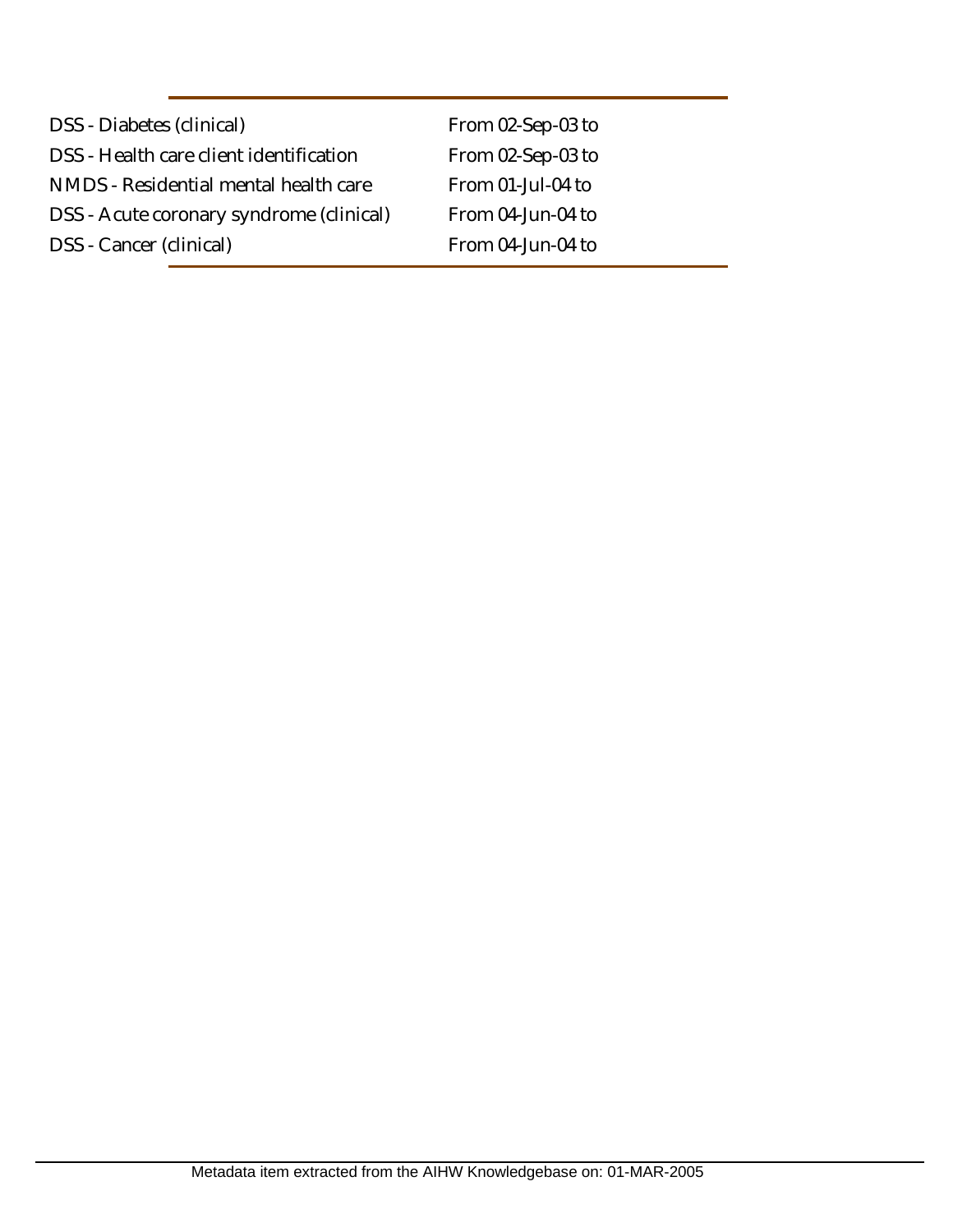| | |
|---|---|
| DSS - Diabetes (clinical) | From 02-Sep-03 to |
| DSS - Health care client identification | From 02-Sep-03 to |
| NMDS - Residential mental health care | From 01-Jul-04 to |
| DSS - Acute coronary syndrome (clinical) | From 04-Jun-04 to |
| DSS - Cancer (clinical) | From 04-Jun-04 to |